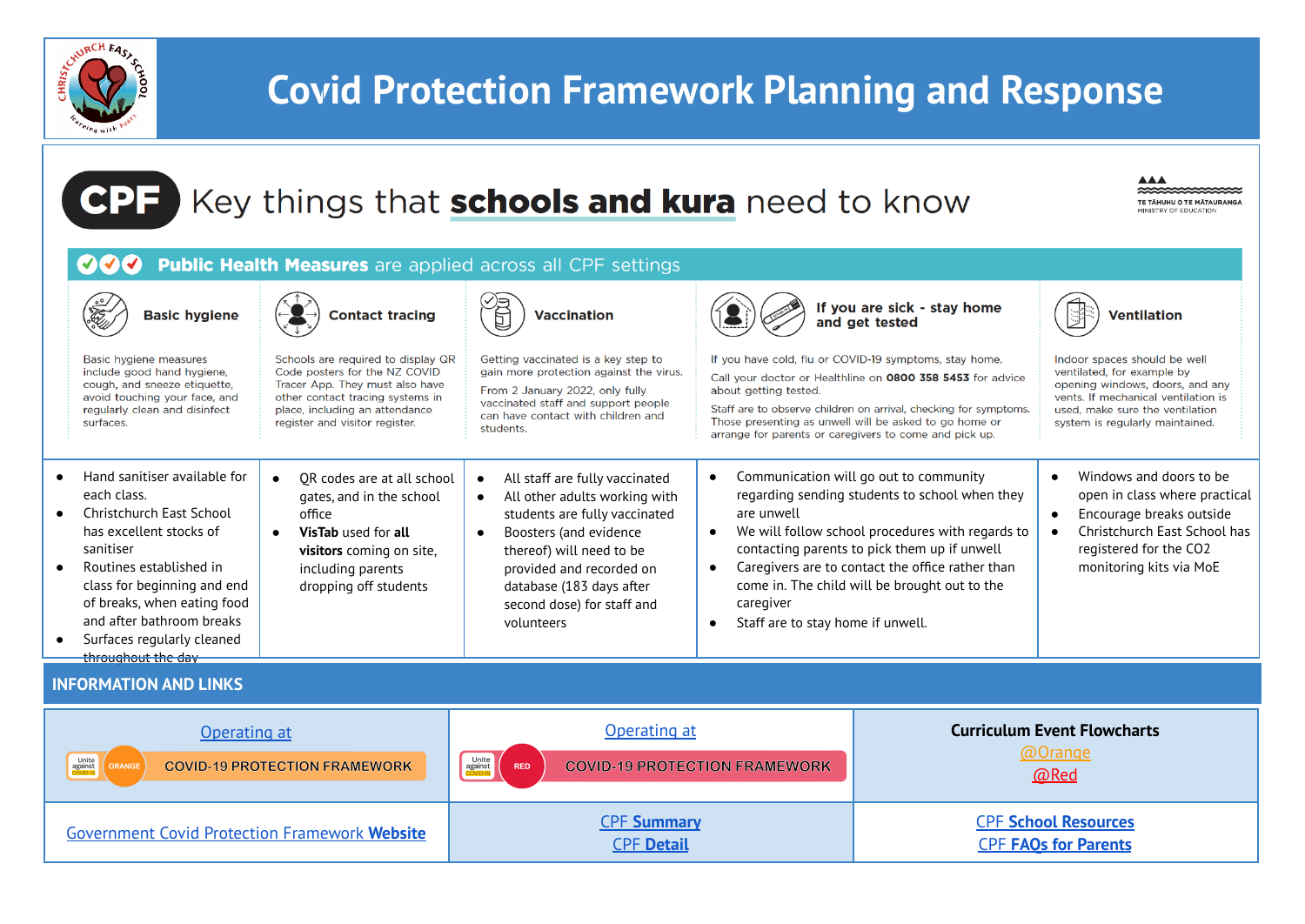# Covid Protection Framework Planning and Response

## CPF Key things that schools and kura need to know

TE TĀHUHU O TE MĀTAURANGA
MINISTRY OF EDUCATION

### Public Health Measures are applied across all CPF settings

| Basic hygiene | Contact tracing | Vaccination | If you are sick - stay home and get tested | Ventilation |
|---|---|---|---|---|
| Basic hygiene measures include good hand hygiene, cough, and sneeze etiquette, avoid touching your face, and regularly clean and disinfect surfaces. | Schools are required to display QR Code posters for the NZ COVID Tracer App. They must also have other contact tracing systems in place, including an attendance register and visitor register. | Getting vaccinated is a key step to gain more protection against the virus. From 2 January 2022, only fully vaccinated staff and support people can have contact with children and students. | If you have cold, flu or COVID-19 symptoms, stay home. Call your doctor or Healthline on **0800 358 5453** for advice about getting tested. Staff are to observe children on arrival, checking for symptoms. Those presenting as unwell will be asked to go home or arrange for parents or caregivers to come and pick up. | Indoor spaces should be well ventilated, for example by opening windows, doors, and any vents. If mechanical ventilation is used, make sure the ventilation system is regularly maintained. |
| • Hand sanitiser available for each class.<br>• Christchurch East School has excellent stocks of sanitiser<br>• Routines established in class for beginning and end of breaks, when eating food and after bathroom breaks<br>• Surfaces regularly cleaned throughout the day | • QR codes are at all school gates, and in the school office<br>• **VisTab** used for **all visitors** coming on site, including parents dropping off students | • All staff are fully vaccinated<br>• All other adults working with students are fully vaccinated<br>• Boosters (and evidence thereof) will need to be provided and recorded on database (183 days after second dose) for staff and volunteers | • Communication will go out to community regarding sending students to school when they are unwell<br>• We will follow school procedures with regards to contacting parents to pick them up if unwell<br>• Caregivers are to contact the office rather than come in. The child will be brought out to the caregiver<br>• Staff are to stay home if unwell. | • Windows and doors to be open in class where practical<br>• Encourage breaks outside<br>• Christchurch East School has registered for the CO2 monitoring kits via MoE |

## INFORMATION AND LINKS

| Operating at ORANGE COVID-19 PROTECTION FRAMEWORK | Operating at RED COVID-19 PROTECTION FRAMEWORK | **Curriculum Event Flowcharts**<br>@Orange<br>@Red |
|---|---|---|
| Government Covid Protection Framework **Website** | CPF **Summary**<br>CPF **Detail** | CPF **School Resources**<br>CPF **FAQs for Parents** |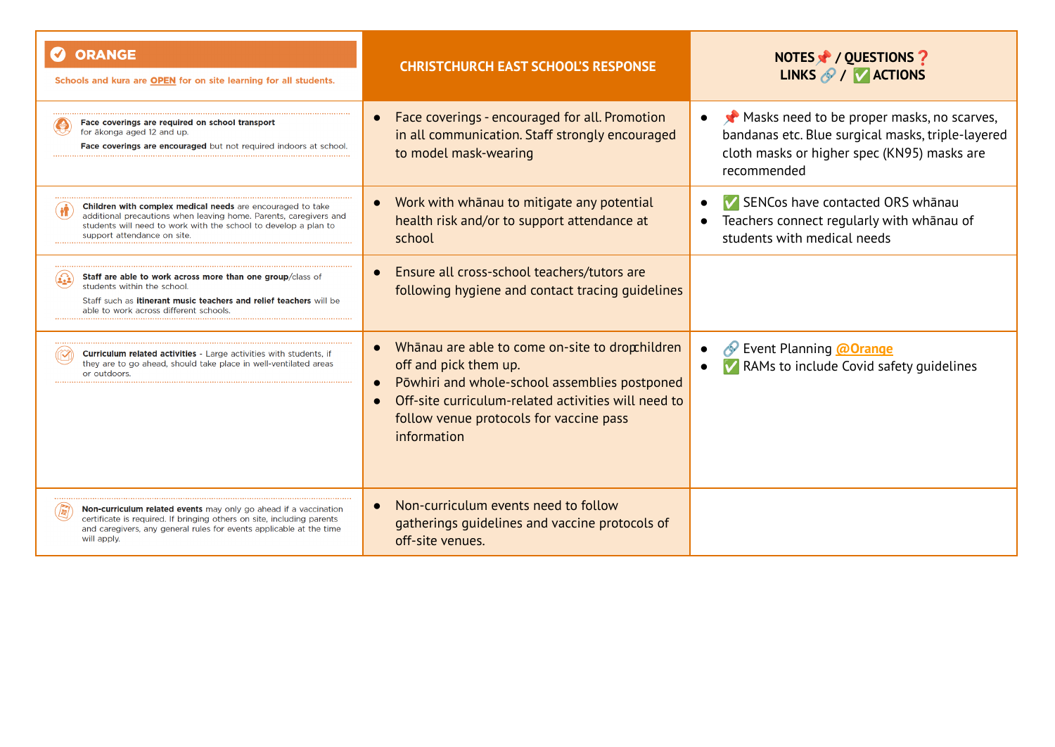| ORANGE<br>Schools and kura are **OPEN** for on site learning for all students. | CHRISTCHURCH EAST SCHOOL'S RESPONSE | NOTES 📌 / QUESTIONS ❓<br>LINKS 🔗 / ✅ ACTIONS |
|---|---|---|
| **Face coverings are required on school transport** for ākonga aged 12 and up.<br>**Face coverings are encouraged** but not required indoors at school. | • Face coverings - encouraged for all. Promotion in all communication. Staff strongly encouraged to model mask-wearing | • 📌 Masks need to be proper masks, no scarves, bandanas etc. Blue surgical masks, triple-layered cloth masks or higher spec (KN95) masks are recommended |
| **Children with complex medical needs** are encouraged to take additional precautions when leaving home. Parents, caregivers and students will need to work with the school to develop a plan to support attendance on site. | • Work with whānau to mitigate any potential health risk and/or to support attendance at school | • ✅ SENCos have contacted ORS whānau<br>• Teachers connect regularly with whānau of students with medical needs |
| **Staff are able to work across more than one group**/class of students within the school.<br>Staff such as **itinerant music teachers and relief teachers** will be able to work across different schools. | • Ensure all cross-school teachers/tutors are following hygiene and contact tracing guidelines | |
| **Curriculum related activities** - Large activities with students, if they are to go ahead, should take place in well-ventilated areas or outdoors. | • Whānau are able to come on-site to drop children off and pick them up.<br>• Pōwhiri and whole-school assemblies postponed<br>• Off-site curriculum-related activities will need to follow venue protocols for vaccine pass information | • 🔗 Event Planning @Orange<br>• ✅ RAMs to include Covid safety guidelines |
| **Non-curriculum related events** may only go ahead if a vaccination certificate is required. If bringing others on site, including parents and caregivers, any general rules for events applicable at the time will apply. | • Non-curriculum events need to follow gatherings guidelines and vaccine protocols of off-site venues. | |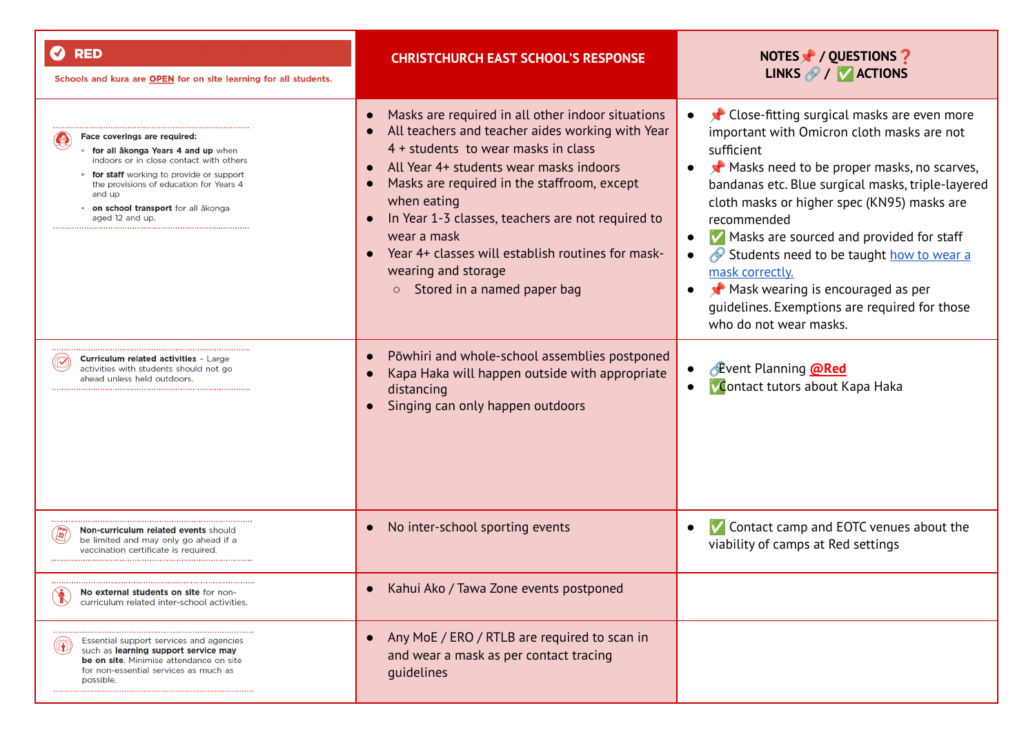| **RED** Schools and kura are OPEN for on site learning for all students. | CHRISTCHURCH EAST SCHOOL'S RESPONSE | NOTES 📌 / QUESTIONS ❓ LINKS 🔗 / ✅ ACTIONS |
| --- | --- | --- |
| **Face coverings are required:** <br>• **for all ākonga Years 4 and up** when indoors or in close contact with others <br>• **for staff** working to provide or support the provisions of education for Years 4 and up <br>• **on school transport** for all ākonga aged 12 and up. | • Masks are required in all other indoor situations <br>• All teachers and teacher aides working with Year 4 + students to wear masks in class <br>• All Year 4+ students wear masks indoors <br>• Masks are required in the staffroom, except when eating <br>• In Year 1-3 classes, teachers are not required to wear a mask <br>• Year 4+ classes will establish routines for mask-wearing and storage <br>  ○ Stored in a named paper bag | • 📌 Close-fitting surgical masks are even more important with Omicron cloth masks are not sufficient <br>• 📌 Masks need to be proper masks, no scarves, bandanas etc. Blue surgical masks, triple-layered cloth masks or higher spec (KN95) masks are recommended <br>• ✅ Masks are sourced and provided for staff <br>• 🔗 Students need to be taught how to wear a mask correctly. <br>• 📌 Mask wearing is encouraged as per guidelines. Exemptions are required for those who do not wear masks. |
| **Curriculum related activities** – Large activities with students should not go ahead unless held outdoors. | • Pōwhiri and whole-school assemblies postponed <br>• Kapa Haka will happen outside with appropriate distancing <br>• Singing can only happen outdoors | • 🔗Event Planning @Red <br>• ✅Contact tutors about Kapa Haka |
| **Non-curriculum related events** should be limited and may only go ahead if a vaccination certificate is required. | • No inter-school sporting events | • ✅ Contact camp and EOTC venues about the viability of camps at Red settings |
| **No external students on site** for non-curriculum related inter-school activities. | • Kahui Ako / Tawa Zone events postponed | |
| Essential support services and agencies such as **learning support service may be on site**. Minimise attendance on site for non-essential services as much as possible. | • Any MoE / ERO / RTLB are required to scan in and wear a mask as per contact tracing guidelines | |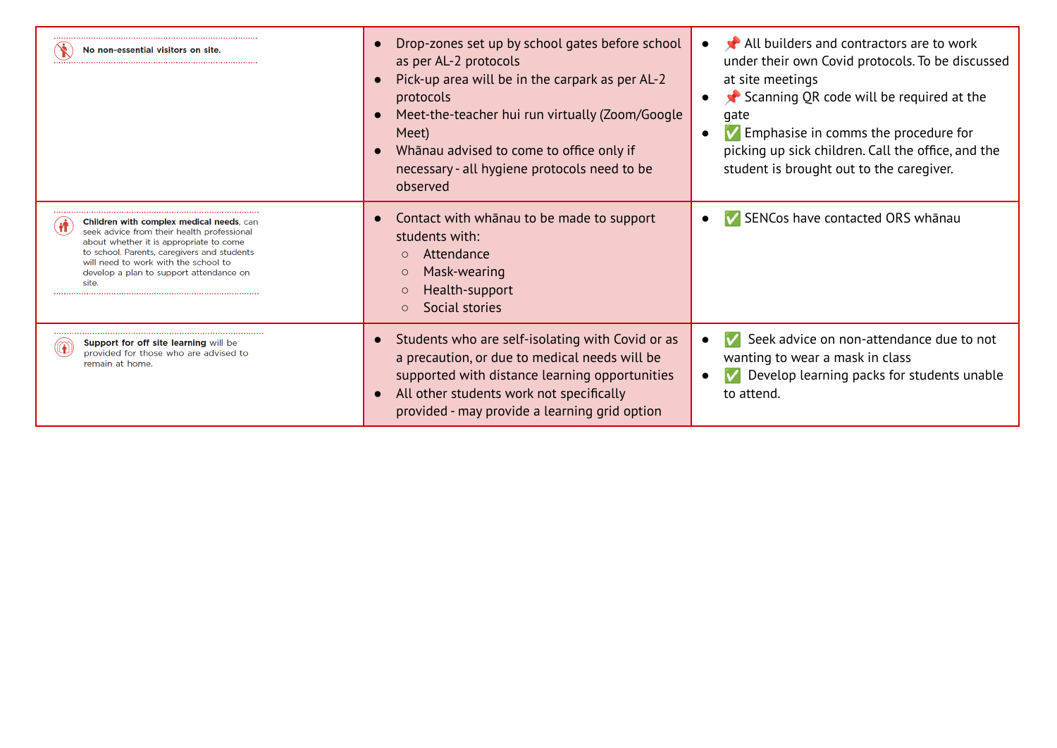| | | |
|---|---|---|
| **No non-essential visitors on site.** | <ul><li>Drop-zones set up by school gates before school as per AL-2 protocols</li><li>Pick-up area will be in the carpark as per AL-2 protocols</li><li>Meet-the-teacher hui run virtually (Zoom/Google Meet)</li><li>Whānau advised to come to office only if necessary - all hygiene protocols need to be observed</li></ul> | <ul><li>📌 All builders and contractors are to work under their own Covid protocols. To be discussed at site meetings</li><li>📌 Scanning QR code will be required at the gate</li><li>✅ Emphasise in comms the procedure for picking up sick children. Call the office, and the student is brought out to the caregiver.</li></ul> |
| **Children with complex medical needs**, can seek advice from their health professional about whether it is appropriate to come to school. Parents, caregivers and students will need to work with the school to develop a plan to support attendance on site. | <ul><li>Contact with whānau to be made to support students with:<ul><li>Attendance</li><li>Mask-wearing</li><li>Health-support</li><li>Social stories</li></ul></li></ul> | <ul><li>✅ SENCos have contacted ORS whānau</li></ul> |
| **Support for off site learning** will be provided for those who are advised to remain at home. | <ul><li>Students who are self-isolating with Covid or as a precaution, or due to medical needs will be supported with distance learning opportunities</li><li>All other students work not specifically provided - may provide a learning grid option</li></ul> | <ul><li>✅ Seek advice on non-attendance due to not wanting to wear a mask in class</li><li>✅ Develop learning packs for students unable to attend.</li></ul> |